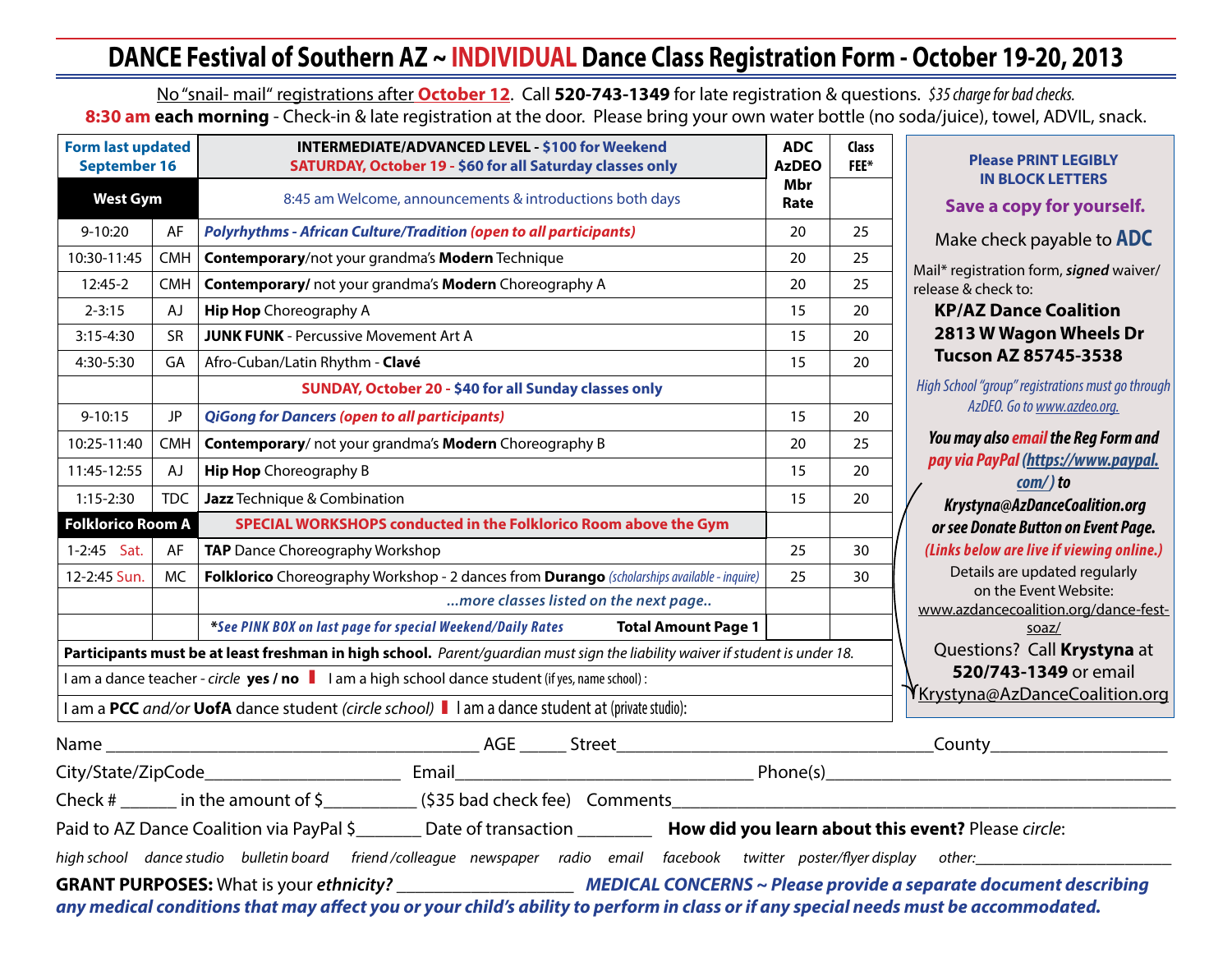# DANCE Festival of Southern AZ ~ INDIVIDUAL Dance Class Registration Form - October 19-20, 2013

No "snail- mail" registrations after **October 12**. Call **520-743-1349** for late registration & questions. *$35 charge for bad checks.*

**8:30 am each morning** - Check-in & late registration at the door. Please bring your own water bottle (no soda/juice), towel, ADVIL, snack.

| Form last updated September 16 | | INTERMEDIATE/ADVANCED LEVEL - $100 for Weekend<br>SATURDAY, October 19 - $60 for all Saturday classes only | ADC AzDEO Mbr Rate | Class FEE* |
|---|---|---|---|---|
| **West Gym** | | 8:45 am Welcome, announcements & introductions both days | | |
| 9-10:20 | AF | ***Polyrhythms - African Culture/Tradition (open to all participants)*** | 20 | 25 |
| 10:30-11:45 | CMH | **Contemporary**/not your grandma's **Modern** Technique | 20 | 25 |
| 12:45-2 | CMH | **Contemporary**/ not your grandma's **Modern** Choreography A | 20 | 25 |
| 2-3:15 | AJ | **Hip Hop** Choreography A | 15 | 20 |
| 3:15-4:30 | SR | **JUNK FUNK** - Percussive Movement Art A | 15 | 20 |
| 4:30-5:30 | GA | Afro-Cuban/Latin Rhythm - **Clavé** | 15 | 20 |
| | | **SUNDAY, October 20 - $40 for all Sunday classes only** | | |
| 9-10:15 | JP | ***QiGong for Dancers (open to all participants)*** | 15 | 20 |
| 10:25-11:40 | CMH | **Contemporary**/ not your grandma's **Modern** Choreography B | 20 | 25 |
| 11:45-12:55 | AJ | **Hip Hop** Choreography B | 15 | 20 |
| 1:15-2:30 | TDC | **Jazz** Technique & Combination | 15 | 20 |
| **Folklorico Room A** | | **SPECIAL WORKSHOPS conducted in the Folklorico Room above the Gym** | | |
| 1-2:45 Sat. | AF | **TAP** Dance Choreography Workshop | 25 | 30 |
| 12-2:45 Sun. | MC | **Folklorico** Choreography Workshop - 2 dances from **Durango** *(scholarships available - inquire)* | 25 | 30 |
| | | *...more classes listed on the next page..* | | |
| | | *\*See PINK BOX on last page for special Weekend/Daily Rates* **Total Amount Page 1** | | |

**Participants must be at least freshman in high school.** *Parent/guardian must sign the liability waiver if student is under 18.*

I am a dance teacher - *circle* **yes / no** | I am a high school dance student (if yes, name school) :

I am a **PCC** *and/or* **UofA** dance student *(circle school)* | I am a dance student at (private studio):

**Please PRINT LEGIBLY IN BLOCK LETTERS**

**Save a copy for yourself.**

Make check payable to **ADC**

Mail* registration form, ***signed*** waiver/ release & check to:

**KP/AZ Dance Coalition**
**2813 W Wagon Wheels Dr**
**Tucson AZ 85745-3538**

*High School "group" registrations must go through AzDEO. Go to www.azdeo.org.*

***You may also email the Reg Form and pay via PayPal (https://www.paypal.com/) to Krystyna@AzDanceCoalition.org or see Donate Button on Event Page.***

***(Links below are live if viewing online.)***

Details are updated regularly on the Event Website: www.azdancecoalition.org/dance-fest-soaz/

Questions? Call **Krystyna** at **520/743-1349** or email Krystyna@AzDanceCoalition.org

Name ________________________________ AGE _____ Street ______________________________ County ________________

City/State/ZipCode ____________________ Email ____________________________ Phone(s) ______________________________

Check # ______ in the amount of $__________ ($35 bad check fee) Comments ________________________________________________

Paid to AZ Dance Coalition via PayPal $_______ Date of transaction ________ **How did you learn about this event?** Please *circle*:

*high school dance studio bulletin board friend /colleague newspaper radio email facebook twitter poster/flyer display other:*____________________

**GRANT PURPOSES:** What is your ***ethnicity?*** ___________________ ***MEDICAL CONCERNS ~ Please provide a separate document describing any medical conditions that may affect you or your child's ability to perform in class or if any special needs must be accommodated.***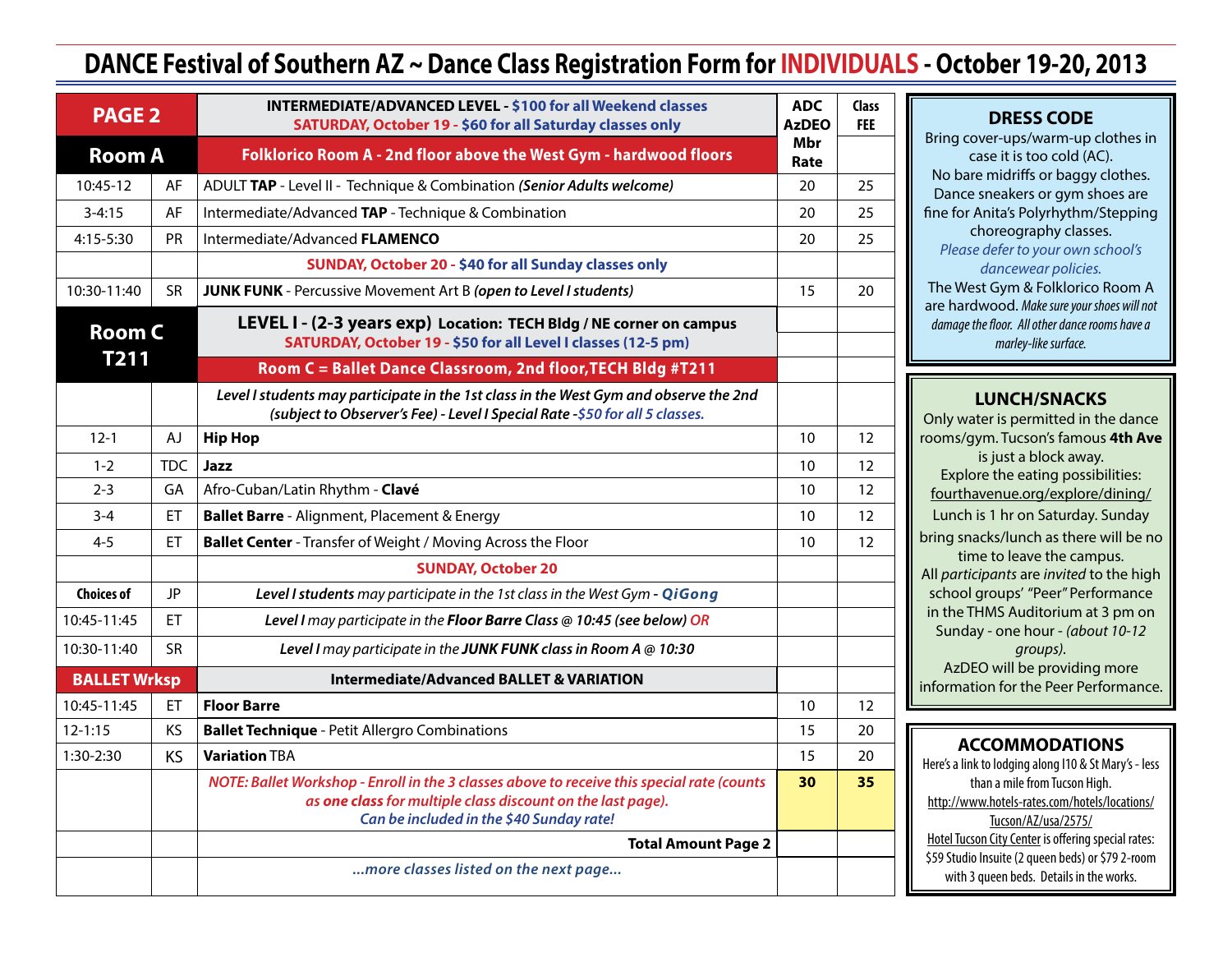# DANCE Festival of Southern AZ ~ Dance Class Registration Form for INDIVIDUALS - October 19-20, 2013

| PAGE 2 | | INTERMEDIATE/ADVANCED LEVEL - $100 for all Weekend classes<br>SATURDAY, October 19 - $60 for all Saturday classes only | ADC AzDEO Mbr Rate | Class FEE |
|---|---|---|---|---|
| **Room A** | | **Folklorico Room A - 2nd floor above the West Gym - hardwood floors** | | |
| 10:45-12 | AF | ADULT **TAP** - Level II - Technique & Combination ***(Senior Adults welcome)*** | 20 | 25 |
| 3-4:15 | AF | Intermediate/Advanced **TAP** - Technique & Combination | 20 | 25 |
| 4:15-5:30 | PR | Intermediate/Advanced **FLAMENCO** | 20 | 25 |
| | | **SUNDAY, October 20 - $40 for all Sunday classes only** | | |
| 10:30-11:40 | SR | **JUNK FUNK** - Percussive Movement Art B *(open to Level I students)* | 15 | 20 |
| **Room C T211** | | **LEVEL I - (2-3 years exp) Location: TECH Bldg / NE corner on campus**<br>**SATURDAY, October 19 - $50 for all Level I classes (12-5 pm)** | | |
| | | **Room C = Ballet Dance Classroom, 2nd floor,TECH Bldg #T211** | | |
| | | ***Level I students may participate in the 1st class in the West Gym and observe the 2nd (subject to Observer's Fee) - Level I Special Rate -$50 for all 5 classes.*** | | |
| 12-1 | AJ | **Hip Hop** | 10 | 12 |
| 1-2 | TDC | **Jazz** | 10 | 12 |
| 2-3 | GA | Afro-Cuban/Latin Rhythm - **Clavé** | 10 | 12 |
| 3-4 | ET | **Ballet Barre** - Alignment, Placement & Energy | 10 | 12 |
| 4-5 | ET | **Ballet Center** - Transfer of Weight / Moving Across the Floor | 10 | 12 |
| | | **SUNDAY, October 20** | | |
| **Choices of** | JP | ***Level I students** may participate in the 1st class in the West Gym - **QiGong*** | | |
| 10:45-11:45 | ET | ***Level I** may participate in the **Floor Barre Class** @ 10:45 (see below) OR* | | |
| 10:30-11:40 | SR | ***Level I** may participate in the **JUNK FUNK** class in Room A @ 10:30* | | |
| **BALLET Wrksp** | | **Intermediate/Advanced BALLET & VARIATION** | | |
| 10:45-11:45 | ET | **Floor Barre** | 10 | 12 |
| 12-1:15 | KS | **Ballet Technique** - Petit Allergro Combinations | 15 | 20 |
| 1:30-2:30 | KS | **Variation** TBA | 15 | 20 |
| | | *NOTE: Ballet Workshop - Enroll in the 3 classes above to receive this special rate (counts as **one class** for multiple class discount on the last page). Can be included in the $40 Sunday rate!* | **30** | **35** |
| | | **Total Amount Page 2** | | |
| | | ***...more classes listed on the next page...*** | | |

## DRESS CODE

Bring cover-ups/warm-up clothes in case it is too cold (AC).
No bare midriffs or baggy clothes.
Dance sneakers or gym shoes are fine for Anita's Polyrhythm/Stepping choreography classes.
*Please defer to your own school's dancewear policies.*
The West Gym & Folklorico Room A are hardwood. *Make sure your shoes will not damage the floor. All other dance rooms have a marley-like surface.*

## LUNCH/SNACKS

Only water is permitted in the dance rooms/gym. Tucson's famous **4th Ave** is just a block away.
Explore the eating possibilities: fourthavenue.org/explore/dining/
Lunch is 1 hr on Saturday. Sunday bring snacks/lunch as there will be no time to leave the campus.
All *participants* are *invited* to the high school groups' "Peer" Performance in the THMS Auditorium at 3 pm on Sunday - one hour - *(about 10-12 groups)*.
AzDEO will be providing more information for the Peer Performance.

## ACCOMMODATIONS

Here's a link to lodging along I10 & St Mary's - less than a mile from Tucson High.
http://www.hotels-rates.com/hotels/locations/Tucson/AZ/usa/2575/
Hotel Tucson City Center is offering special rates: $59 Studio Insuite (2 queen beds) or $79 2-room with 3 queen beds. Details in the works.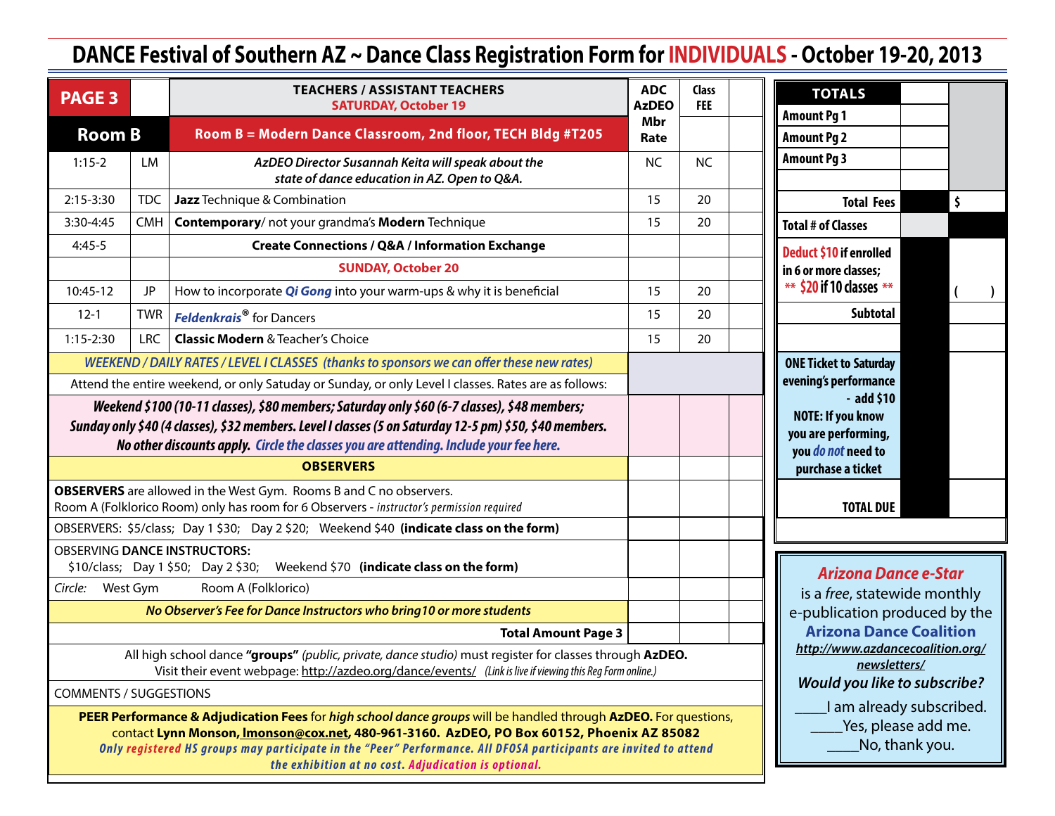# DANCE Festival of Southern AZ ~ Dance Class Registration Form for INDIVIDUALS - October 19-20, 2013

| PAGE 3 | | TEACHERS / ASSISTANT TEACHERS SATURDAY, October 19 | ADC AzDEO Mbr Rate | Class FEE | |
|---|---|---|---|---|---|
| **Room B** | | **Room B = Modern Dance Classroom, 2nd floor, TECH Bldg #T205** | | | |
| 1:15-2 | LM | *AzDEO Director Susannah Keita will speak about the state of dance education in AZ. Open to Q&A.* | NC | NC | |
| 2:15-3:30 | TDC | **Jazz** Technique & Combination | 15 | 20 | |
| 3:30-4:45 | CMH | **Contemporary**/ not your grandma's **Modern** Technique | 15 | 20 | |
| 4:45-5 | | **Create Connections / Q&A / Information Exchange** | | | |
| | | **SUNDAY, October 20** | | | |
| 10:45-12 | JP | How to incorporate ***Qi Gong*** into your warm-ups & why it is beneficial | 15 | 20 | |
| 12-1 | TWR | ***Feldenkrais®*** for Dancers | 15 | 20 | |
| 1:15-2:30 | LRC | **Classic Modern** & Teacher's Choice | 15 | 20 | |

***WEEKEND / DAILY RATES / LEVEL I CLASSES (thanks to sponsors we can offer these new rates)***

Attend the entire weekend, or only Satuday or Sunday, or only Level I classes. Rates are as follows:

***Weekend $100 (10-11 classes), $80 members; Saturday only $60 (6-7 classes), $48 members; Sunday only $40 (4 classes), $32 members. Level I classes (5 on Saturday 12-5 pm) $50, $40 members. No other discounts apply. Circle the classes you are attending. Include your fee here.***

**OBSERVERS**

**OBSERVERS** are allowed in the West Gym. Rooms B and C no observers.
Room A (Folklorico Room) only has room for 6 Observers - *instructor's permission required*

OBSERVERS: $5/class; Day 1 $30; Day 2 $20; Weekend $40 **(indicate class on the form)**

OBSERVING **DANCE INSTRUCTORS:**
$10/class; Day 1 $50; Day 2 $30; Weekend $70 **(indicate class on the form)**

*Circle:* West Gym Room A (Folklorico)

***No Observer's Fee for Dance Instructors who bring10 or more students***

**Total Amount Page 3**

All high school dance **"groups"** *(public, private, dance studio)* must register for classes through **AzDEO.**
Visit their event webpage: http://azdeo.org/dance/events/ *(Link is live if viewing this Reg Form online.)*

COMMENTS / SUGGESTIONS

**PEER Performance & Adjudication Fees** for *high school dance groups* will be handled through **AzDEO.** For questions, contact **Lynn Monson, lmonson@cox.net, 480-961-3160. AzDEO, PO Box 60152, Phoenix AZ 85082**
***Only registered HS groups may participate in the "Peer" Performance. All DFOSA participants are invited to attend the exhibition at no cost. Adjudication is optional.***

| TOTALS | | |
|---|---|---|
| Amount Pg 1 | | |
| Amount Pg 2 | | |
| Amount Pg 3 | | |
| | | |
| **Total Fees** | | $ |
| **Total # of Classes** | | |
| **Deduct $10 if enrolled in 6 or more classes; ** $20 if 10 classes **** | | ( ) |
| **Subtotal** | | |
| | | |
| **ONE Ticket to Saturday evening's performance - add $10** **NOTE: If you know you are performing, you *do not* need to purchase a ticket** | | |
| **TOTAL DUE** | | |

***Arizona Dance e-Star***
is a *free*, statewide monthly e-publication produced by the **Arizona Dance Coalition**
***http://www.azdancecoalition.org/newsletters/***
***Would you like to subscribe?***

____I am already subscribed.
____Yes, please add me.
____No, thank you.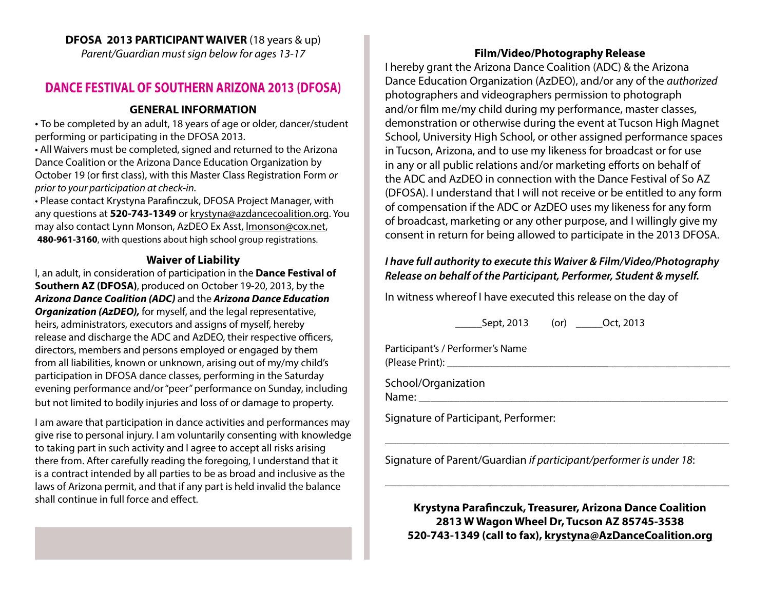**DFOSA 2013 PARTICIPANT WAIVER** (18 years & up)
*Parent/Guardian must sign below for ages 13-17*

# DANCE FESTIVAL OF SOUTHERN ARIZONA 2013 (DFOSA)

### GENERAL INFORMATION

• To be completed by an adult, 18 years of age or older, dancer/student performing or participating in the DFOSA 2013.
• All Waivers must be completed, signed and returned to the Arizona Dance Coalition or the Arizona Dance Education Organization by October 19 (or first class), with this Master Class Registration Form *or prior to your participation at check-in.*
• Please contact Krystyna Parafinczuk, DFOSA Project Manager, with any questions at **520-743-1349** or krystyna@azdancecoalition.org. You may also contact Lynn Monson, AzDEO Ex Asst, lmonson@cox.net, **480-961-3160**, with questions about high school group registrations.

### Waiver of Liability

I, an adult, in consideration of participation in the **Dance Festival of Southern AZ (DFOSA)**, produced on October 19-20, 2013, by the ***Arizona Dance Coalition (ADC)*** and the ***Arizona Dance Education Organization (AzDEO),*** for myself, and the legal representative, heirs, administrators, executors and assigns of myself, hereby release and discharge the ADC and AzDEO, their respective officers, directors, members and persons employed or engaged by them from all liabilities, known or unknown, arising out of my/my child's participation in DFOSA dance classes, performing in the Saturday evening performance and/or "peer" performance on Sunday, including but not limited to bodily injuries and loss of or damage to property.

I am aware that participation in dance activities and performances may give rise to personal injury. I am voluntarily consenting with knowledge to taking part in such activity and I agree to accept all risks arising there from. After carefully reading the foregoing, I understand that it is a contract intended by all parties to be as broad and inclusive as the laws of Arizona permit, and that if any part is held invalid the balance shall continue in full force and effect.

### Film/Video/Photography Release

I hereby grant the Arizona Dance Coalition (ADC) & the Arizona Dance Education Organization (AzDEO), and/or any of the *authorized* photographers and videographers permission to photograph and/or film me/my child during my performance, master classes, demonstration or otherwise during the event at Tucson High Magnet School, University High School, or other assigned performance spaces in Tucson, Arizona, and to use my likeness for broadcast or for use in any or all public relations and/or marketing efforts on behalf of the ADC and AzDEO in connection with the Dance Festival of So AZ (DFOSA). I understand that I will not receive or be entitled to any form of compensation if the ADC or AzDEO uses my likeness for any form of broadcast, marketing or any other purpose, and I willingly give my consent in return for being allowed to participate in the 2013 DFOSA.

***I have full authority to execute this Waiver & Film/Video/Photography Release on behalf of the Participant, Performer, Student & myself.***

In witness whereof I have executed this release on the day of

_____Sept, 2013 (or) _____Oct, 2013

Participant's / Performer's Name
(Please Print): ______________________________________________________

School/Organization
Name: ______________________________________________________

Signature of Participant, Performer:

______________________________________________________

Signature of Parent/Guardian *if participant/performer is under 18*:

______________________________________________________

**Krystyna Parafinczuk, Treasurer, Arizona Dance Coalition**
**2813 W Wagon Wheel Dr, Tucson AZ 85745-3538**
**520-743-1349 (call to fax), krystyna@AzDanceCoalition.org**